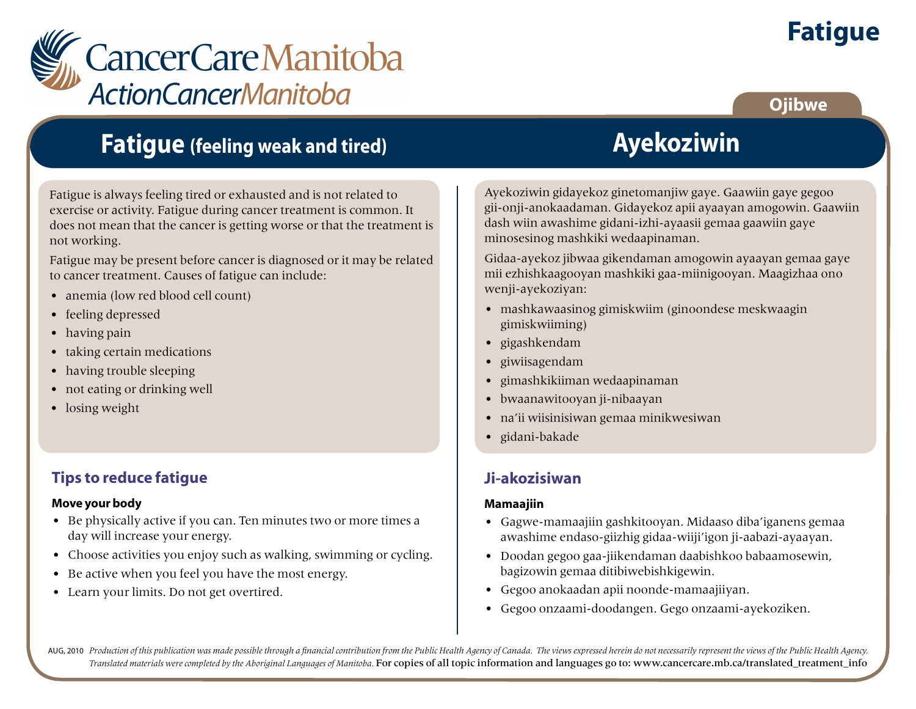# Fatigue

CancerCare Manitoba
ActionCancerManitoba

Ojibwe

## Fatigue (feeling weak and tired)

Fatigue is always feeling tired or exhausted and is not related to exercise or activity. Fatigue during cancer treatment is common. It does not mean that the cancer is getting worse or that the treatment is not working.

Fatigue may be present before cancer is diagnosed or it may be related to cancer treatment. Causes of fatigue can include:

- anemia (low red blood cell count)
- feeling depressed
- having pain
- taking certain medications
- having trouble sleeping
- not eating or drinking well
- losing weight

### Tips to reduce fatigue

**Move your body**

- Be physically active if you can. Ten minutes two or more times a day will increase your energy.
- Choose activities you enjoy such as walking, swimming or cycling.
- Be active when you feel you have the most energy.
- Learn your limits. Do not get overtired.

## Ayekoziwin

Ayekoziwin gidayekoz ginetomanjiw gaye. Gaawiin gaye gegoo gii-onji-anokaadaman. Gidayekoz apii ayaayan amogowin. Gaawiin dash wiin awashime gidani-izhi-ayaasii gemaa gaawiin gaye minosesinog mashkiki wedaapinaman.

Gidaa-ayekoz jibwaa gikendaman amogowin ayaayan gemaa gaye mii ezhishkaagooyan mashkiki gaa-miinigooyan. Maagizhaa ono wenji-ayekoziyan:

- mashkawaasinog gimiskwiim (ginoondese meskwaagin gimiskwiiming)
- gigashkendam
- giwiisagendam
- gimashkikiiman wedaapinaman
- bwaanawitooyan ji-nibaayan
- na'ii wiisinisiwan gemaa minikwesiwan
- gidani-bakade

### Ji-akozisiwan

**Mamaajiin**

- Gagwe-mamaajiin gashkitooyan. Midaaso diba'iganens gemaa awashime endaso-giizhig gidaa-wiiji'igon ji-aabazi-ayaayan.
- Doodan gegoo gaa-jiikendaman daabishkoo babaamosewin, bagizowin gemaa ditibiwebishkigewin.
- Gegoo anokaadan apii noonde-mamaajiiyan.
- Gegoo onzaami-doodangen. Gego onzaami-ayekoziken.

AUG, 2010 *Production of this publication was made possible through a financial contribution from the Public Health Agency of Canada. The views expressed herein do not necessarily represent the views of the Public Health Agency. Translated materials were completed by the Aboriginal Languages of Manitoba.* For copies of all topic information and languages go to: www.cancercare.mb.ca/translated_treatment_info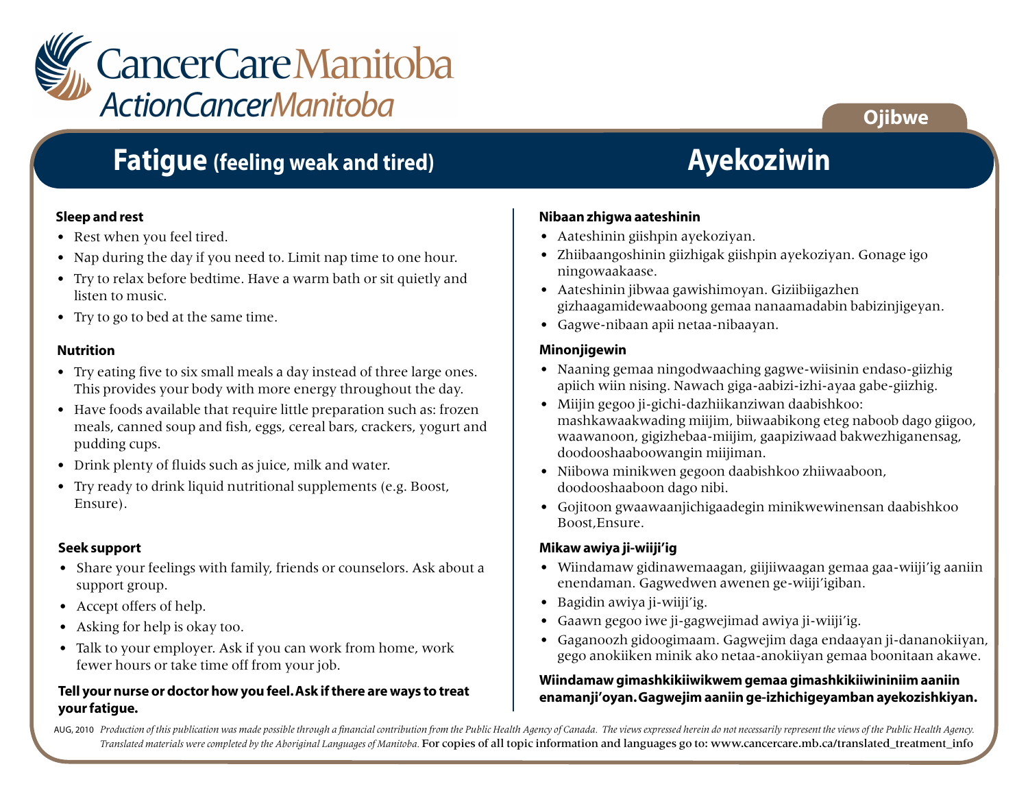CancerCare Manitoba
ActionCancerManitoba

Ojibwe

# Fatigue (feeling weak and tired)

### Sleep and rest

- Rest when you feel tired.
- Nap during the day if you need to. Limit nap time to one hour.
- Try to relax before bedtime. Have a warm bath or sit quietly and listen to music.
- Try to go to bed at the same time.

### Nutrition

- Try eating five to six small meals a day instead of three large ones. This provides your body with more energy throughout the day.
- Have foods available that require little preparation such as: frozen meals, canned soup and fish, eggs, cereal bars, crackers, yogurt and pudding cups.
- Drink plenty of fluids such as juice, milk and water.
- Try ready to drink liquid nutritional supplements (e.g. Boost, Ensure).

### Seek support

- Share your feelings with family, friends or counselors. Ask about a support group.
- Accept offers of help.
- Asking for help is okay too.
- Talk to your employer. Ask if you can work from home, work fewer hours or take time off from your job.

**Tell your nurse or doctor how you feel. Ask if there are ways to treat your fatigue.**

# Ayekoziwin

### Nibaan zhigwa aateshinin

- Aateshinin giishpin ayekoziyan.
- Zhiibaangoshinin giizhigak giishpin ayekoziyan. Gonage igo ningowaakaase.
- Aateshinin jibwaa gawishimoyan. Giziibiigazhen gizhaagamidewaaboong gemaa nanaamadabin babizinjigeyan.
- Gagwe-nibaan apii netaa-nibaayan.

### Minonjigewin

- Naaning gemaa ningodwaaching gagwe-wiisinin endaso-giizhig apiich wiin nising. Nawach giga-aabizi-izhi-ayaa gabe-giizhig.
- Miijin gegoo ji-gichi-dazhiikanziwan daabishkoo: mashkawaakwading miijim, biiwaabikong eteg naboob dago giigoo, waawanoon, gigizhebaa-miijim, gaapiziwaad bakwezhiganensag, doodooshaaboowangin miijiman.
- Niibowa minikwen gegoon daabishkoo zhiiwaaboon, doodooshaaboon dago nibi.
- Gojitoon gwaawaanjichigaadegin minikwewinensan daabishkoo Boost,Ensure.

### Mikaw awiya ji-wiiji'ig

- Wiindamaw gidinawemaagan, giijiiwaagan gemaa gaa-wiiji'ig aaniin enendaman. Gagwedwen awenen ge-wiiji'igiban.
- Bagidin awiya ji-wiiji'ig.
- Gaawn gegoo iwe ji-gagwejimad awiya ji-wiiji'ig.
- Gaganoozh gidoogimaam. Gagwejim daga endaayan ji-dananokiiyan, gego anokiiken minik ako netaa-anokiiyan gemaa boonitaan akawe.

**Wiindamaw gimashkikiiwikwem gemaa gimashkikiiwininiim aaniin enamanji'oyan. Gagwejim aaniin ge-izhichigeyamban ayekozishkiyan.**

AUG, 2010 *Production of this publication was made possible through a financial contribution from the Public Health Agency of Canada. The views expressed herein do not necessarily represent the views of the Public Health Agency. Translated materials were completed by the Aboriginal Languages of Manitoba.* For copies of all topic information and languages go to: www.cancercare.mb.ca/translated_treatment_info